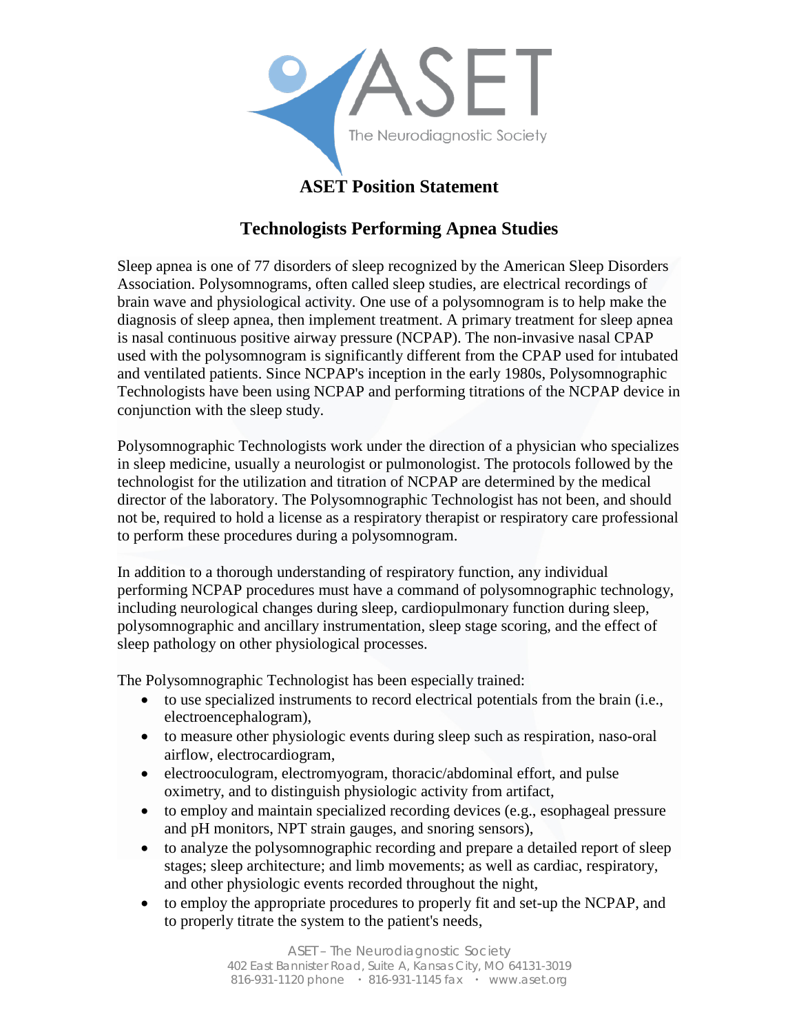# ASET Position Statement

## Technologists Performing Apnea Studies

Sleep apnea is one of 77 disorders of sleep recognized by the American Sleep Disorders Association. Polysomnograms, often called sleep studies, are electrical recordings of brain wave and physiological activity. One use of a polysomnogram is to help make the diagnosis of sleep apnea, then implement treatment. A primary treatment for sleep apnea is nasal continuous positive airway pressure (NCPAP). The non-invasive nasal CPAP used with the polysomnogram is significantly different from the CPAP used for intubated and ventilated patients. Since NCPAP's inception in the early 1980s, Polysomnographic Technologists have been using NCPAP and performing titrations of the NCPAP device in conjunction with the sleep study.

Polysomnographic Technologists work under the direction of a physician who specializes in sleep medicine, usually a neurologist or pulmonologist. The protocols followed by the technologist for the utilization and titration of NCPAP are determined by the medical director of the laboratory. The Polysomnographic Technologist has not been, and should not be, required to hold a license as a respiratory therapist or respiratory care professional to perform these procedures during a polysomnogram.

In addition to a thorough understanding of respiratory function, any individual performing NCPAP procedures must have a command of polysomnographic technology, including neurological changes during sleep, cardiopulmonary function during sleep, polysomnographic and ancillary instrumentation, sleep stage scoring, and the effect of sleep pathology on other physiological processes.

The Polysomnographic Technologist has been especially trained:

- to use specialized instruments to record electrical potentials from the brain (i.e., electroencephalogram),
- to measure other physiologic events during sleep such as respiration, naso-oral airflow, electrocardiogram,
- electrooculogram, electromyogram, thoracic/abdominal effort, and pulse oximetry, and to distinguish physiologic activity from artifact,
- to employ and maintain specialized recording devices (e.g., esophageal pressure and pH monitors, NPT strain gauges, and snoring sensors),
- to analyze the polysomnographic recording and prepare a detailed report of sleep stages; sleep architecture; and limb movements; as well as cardiac, respiratory, and other physiologic events recorded throughout the night,
- to employ the appropriate procedures to properly fit and set-up the NCPAP, and to properly titrate the system to the patient's needs,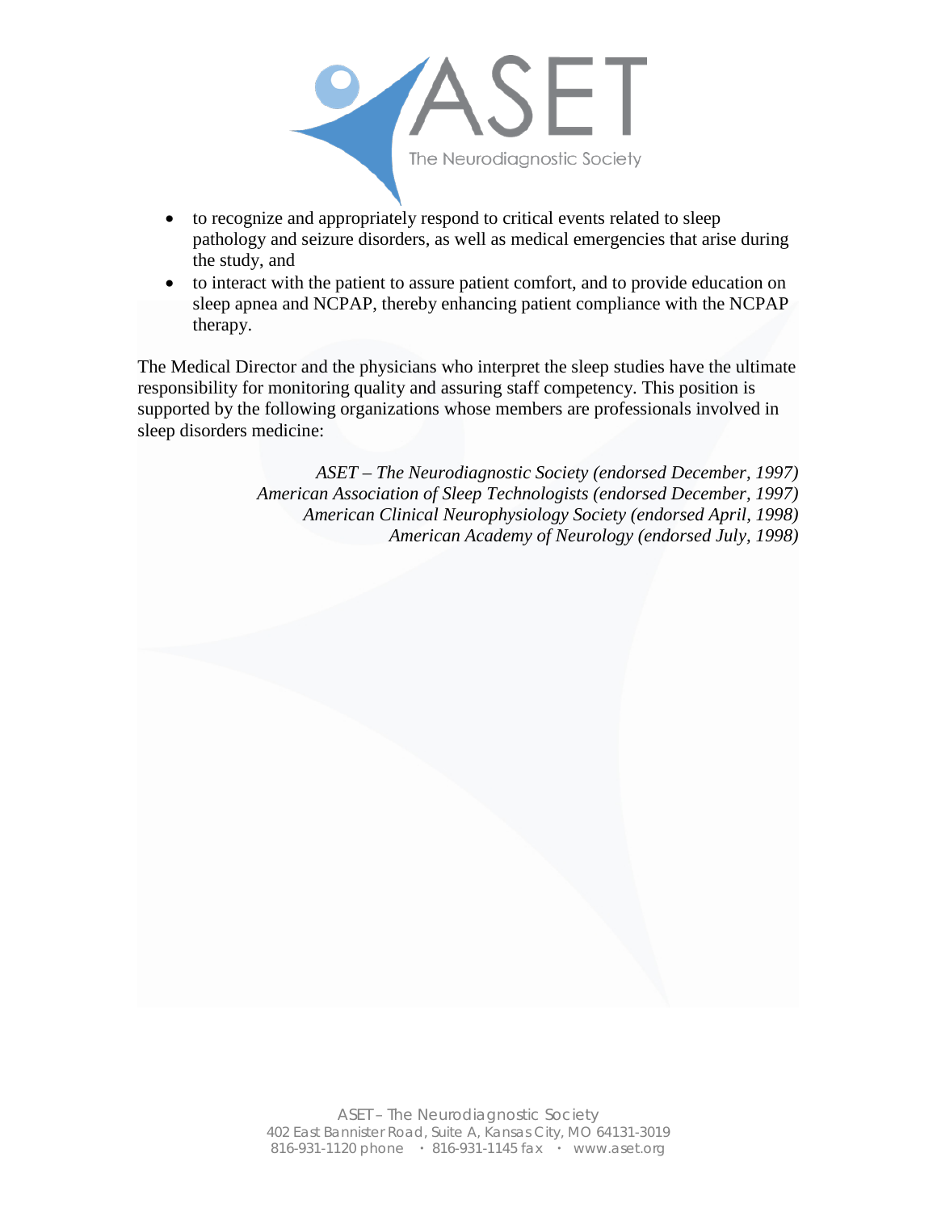- to recognize and appropriately respond to critical events related to sleep pathology and seizure disorders, as well as medical emergencies that arise during the study, and
- to interact with the patient to assure patient comfort, and to provide education on sleep apnea and NCPAP, thereby enhancing patient compliance with the NCPAP therapy.

The Medical Director and the physicians who interpret the sleep studies have the ultimate responsibility for monitoring quality and assuring staff competency. This position is supported by the following organizations whose members are professionals involved in sleep disorders medicine:

*ASET – The Neurodiagnostic Society (endorsed December, 1997)*
*American Association of Sleep Technologists (endorsed December, 1997)*
*American Clinical Neurophysiology Society (endorsed April, 1998)*
*American Academy of Neurology (endorsed July, 1998)*